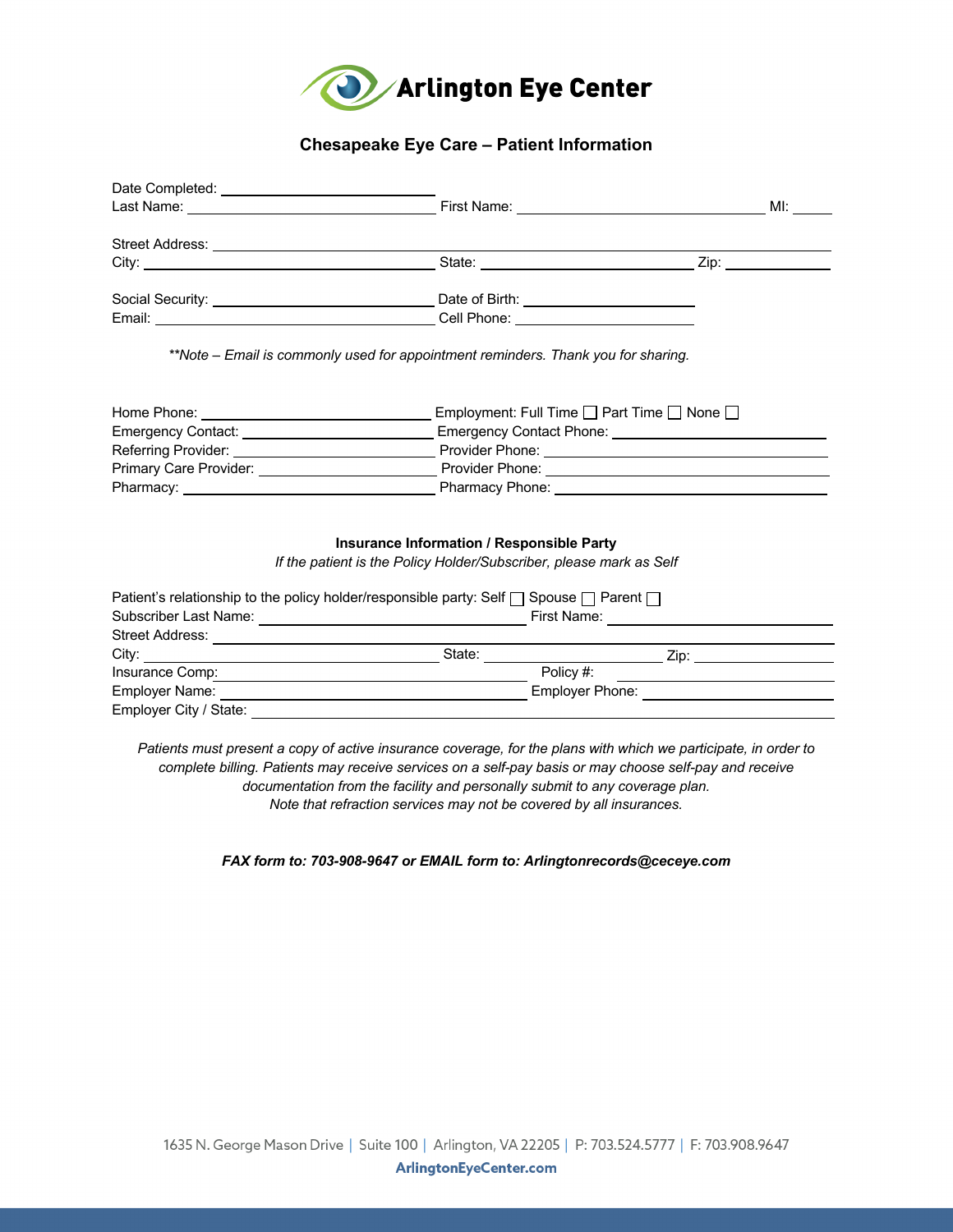# Arlington Eye Center

## Chesapeake Eye Care – Patient Information

Date Completed: ______________________

Last Name: ______________________ First Name: ______________________ MI: ______

Street Address: ____________________________________________

City: ______________________ State: ______________________ Zip: ____________

Social Security: ______________________ Date of Birth: ______________________

Email: ______________________ Cell Phone: ______________________

*\*\*Note – Email is commonly used for appointment reminders. Thank you for sharing.*

Home Phone: ______________________ Employment: Full Time ☐ Part Time ☐ None ☐

Emergency Contact: ______________________ Emergency Contact Phone: ______________________

Referring Provider: ______________________ Provider Phone: ______________________

Primary Care Provider: ______________________ Provider Phone: ______________________

Pharmacy: ______________________ Pharmacy Phone: ______________________

### Insurance Information / Responsible Party

*If the patient is the Policy Holder/Subscriber, please mark as Self*

Patient's relationship to the policy holder/responsible party: Self ☐ Spouse ☐ Parent ☐

Subscriber Last Name: ______________________ First Name: ______________________

Street Address: ____________________________________________

City: ______________________ State: ______________________ Zip: ____________

Insurance Comp: ______________________ Policy #: ______________________

Employer Name: ______________________ Employer Phone: ______________________

Employer City / State: ____________________________________________

*Patients must present a copy of active insurance coverage, for the plans with which we participate, in order to complete billing. Patients may receive services on a self-pay basis or may choose self-pay and receive documentation from the facility and personally submit to any coverage plan.*
*Note that refraction services may not be covered by all insurances.*

***FAX form to: 703-908-9647 or EMAIL form to: Arlingtonrecords@ceceye.com***

1635 N. George Mason Drive | Suite 100 | Arlington, VA 22205 | P: 703.524.5777 | F: 703.908.9647

**ArlingtonEyeCenter.com**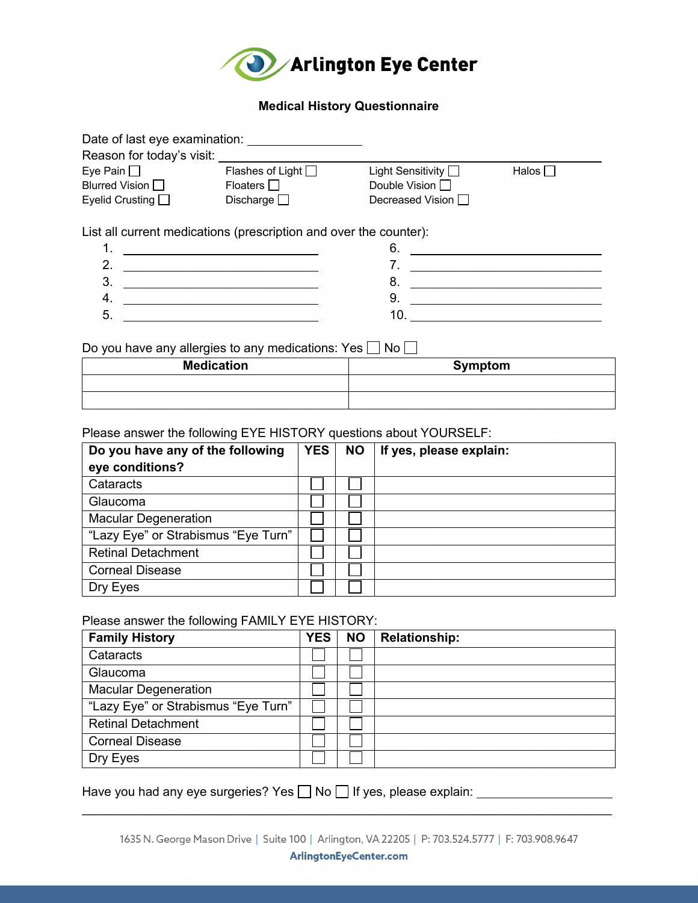# Arlington Eye Center

## Medical History Questionnaire

Date of last eye examination: ________________

Reason for today's visit: ________________________________________

- Eye Pain ☐
- Flashes of Light ☐
- Light Sensitivity ☐
- Halos ☐
- Blurred Vision ☐
- Floaters ☐
- Double Vision ☐
- Eyelid Crusting ☐
- Discharge ☐
- Decreased Vision ☐

List all current medications (prescription and over the counter):

1. ____________________________
2. ____________________________
3. ____________________________
4. ____________________________
5. ____________________________
6. ____________________________
7. ____________________________
8. ____________________________
9. ____________________________
10. ____________________________

Do you have any allergies to any medications: Yes ☐ No ☐

| Medication | Symptom |
|---|---|
| | |
| | |

Please answer the following EYE HISTORY questions about YOURSELF:

| Do you have any of the following eye conditions? | YES | NO | If yes, please explain: |
|---|---|---|---|
| Cataracts | ☐ | ☐ | |
| Glaucoma | ☐ | ☐ | |
| Macular Degeneration | ☐ | ☐ | |
| "Lazy Eye" or Strabismus "Eye Turn" | ☐ | ☐ | |
| Retinal Detachment | ☐ | ☐ | |
| Corneal Disease | ☐ | ☐ | |
| Dry Eyes | ☐ | ☐ | |

Please answer the following FAMILY EYE HISTORY:

| Family History | YES | NO | Relationship: |
|---|---|---|---|
| Cataracts | ☐ | ☐ | |
| Glaucoma | ☐ | ☐ | |
| Macular Degeneration | ☐ | ☐ | |
| "Lazy Eye" or Strabismus "Eye Turn" | ☐ | ☐ | |
| Retinal Detachment | ☐ | ☐ | |
| Corneal Disease | ☐ | ☐ | |
| Dry Eyes | ☐ | ☐ | |

Have you had any eye surgeries? Yes ☐ No ☐ If yes, please explain: ____________________

________________________________________________________________________________

1635 N. George Mason Drive | Suite 100 | Arlington, VA 22205 | P: 703.524.5777 | F: 703.908.9647

ArlingtonEyeCenter.com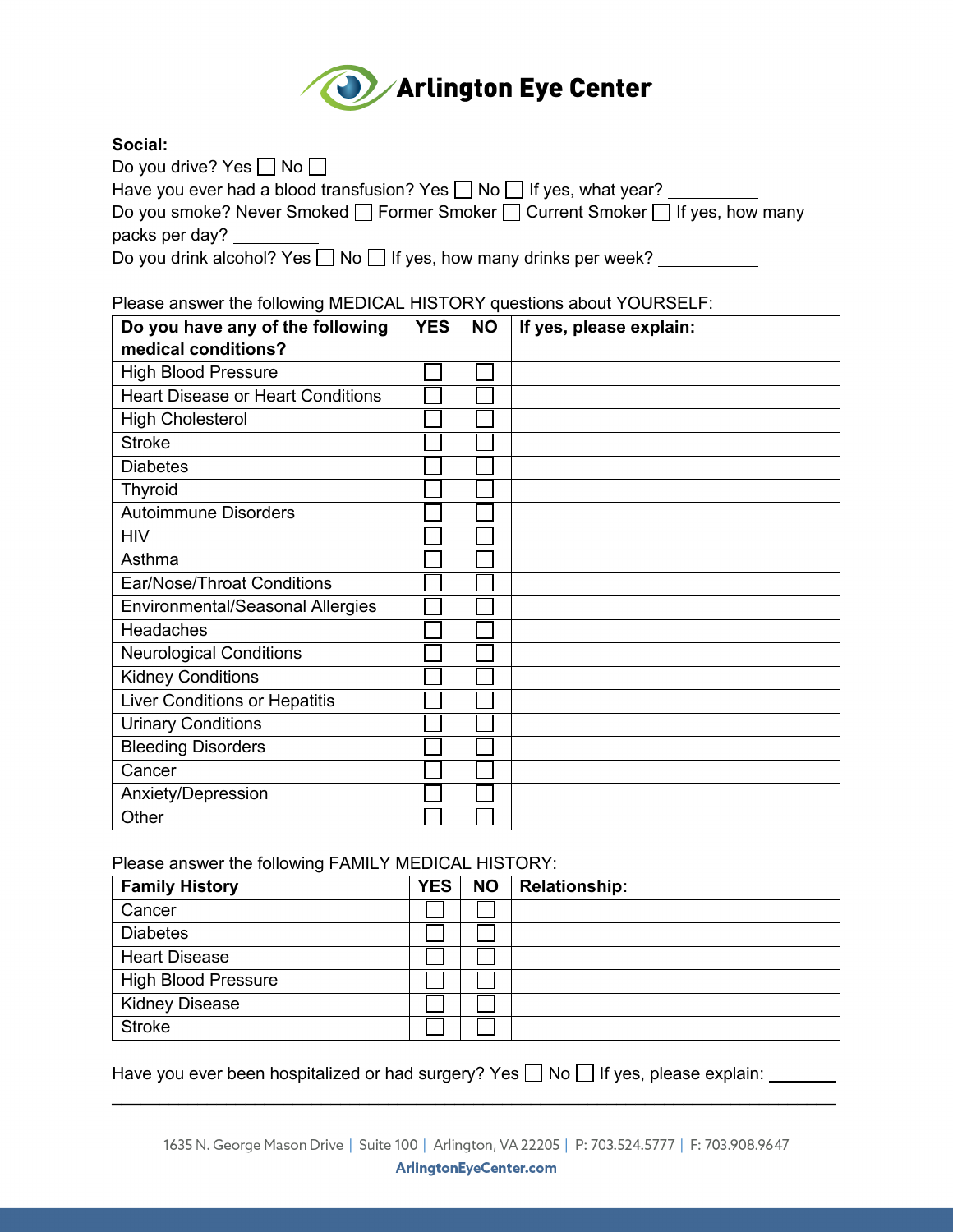**Arlington Eye Center**

**Social:**

Do you drive? Yes ☐ No ☐

Have you ever had a blood transfusion? Yes ☐ No ☐ If yes, what year? __________

Do you smoke? Never Smoked ☐ Former Smoker ☐ Current Smoker ☐ If yes, how many packs per day? __________

Do you drink alcohol? Yes ☐ No ☐ If yes, how many drinks per week? ___________

Please answer the following MEDICAL HISTORY questions about YOURSELF:

| **Do you have any of the following medical conditions?** | **YES** | **NO** | **If yes, please explain:** |
|---|---|---|---|
| High Blood Pressure | ☐ | ☐ | |
| Heart Disease or Heart Conditions | ☐ | ☐ | |
| High Cholesterol | ☐ | ☐ | |
| Stroke | ☐ | ☐ | |
| Diabetes | ☐ | ☐ | |
| Thyroid | ☐ | ☐ | |
| Autoimmune Disorders | ☐ | ☐ | |
| HIV | ☐ | ☐ | |
| Asthma | ☐ | ☐ | |
| Ear/Nose/Throat Conditions | ☐ | ☐ | |
| Environmental/Seasonal Allergies | ☐ | ☐ | |
| Headaches | ☐ | ☐ | |
| Neurological Conditions | ☐ | ☐ | |
| Kidney Conditions | ☐ | ☐ | |
| Liver Conditions or Hepatitis | ☐ | ☐ | |
| Urinary Conditions | ☐ | ☐ | |
| Bleeding Disorders | ☐ | ☐ | |
| Cancer | ☐ | ☐ | |
| Anxiety/Depression | ☐ | ☐ | |
| Other | ☐ | ☐ | |

Please answer the following FAMILY MEDICAL HISTORY:

| **Family History** | **YES** | **NO** | **Relationship:** |
|---|---|---|---|
| Cancer | ☐ | ☐ | |
| Diabetes | ☐ | ☐ | |
| Heart Disease | ☐ | ☐ | |
| High Blood Pressure | ☐ | ☐ | |
| Kidney Disease | ☐ | ☐ | |
| Stroke | ☐ | ☐ | |

Have you ever been hospitalized or had surgery? Yes ☐ No ☐ If yes, please explain: _______

_____________________________________________________________________________

1635 N. George Mason Drive | Suite 100 | Arlington, VA 22205 | P: 703.524.5777 | F: 703.908.9647

ArlingtonEyeCenter.com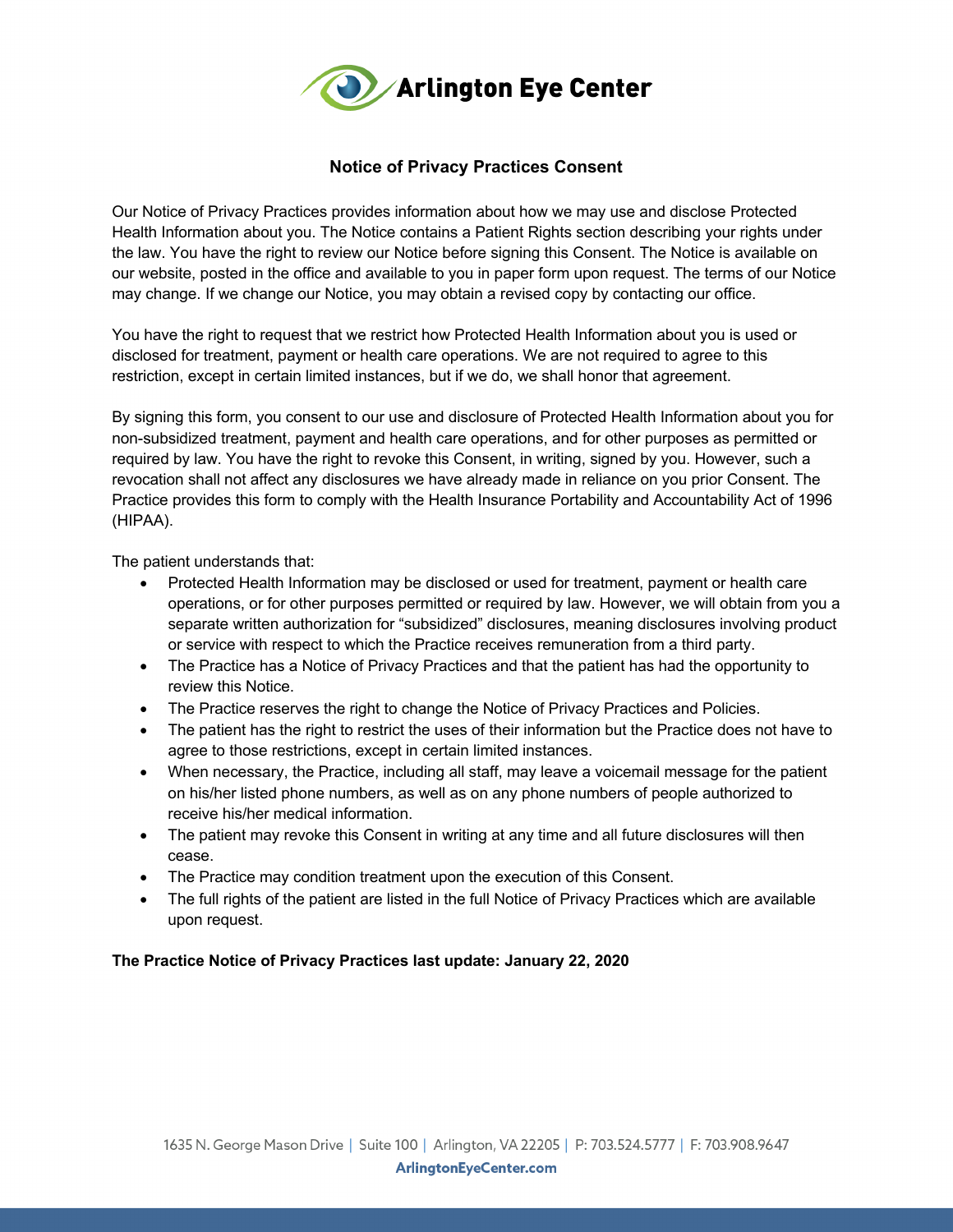# Arlington Eye Center

## Notice of Privacy Practices Consent

Our Notice of Privacy Practices provides information about how we may use and disclose Protected Health Information about you. The Notice contains a Patient Rights section describing your rights under the law. You have the right to review our Notice before signing this Consent. The Notice is available on our website, posted in the office and available to you in paper form upon request. The terms of our Notice may change. If we change our Notice, you may obtain a revised copy by contacting our office.

You have the right to request that we restrict how Protected Health Information about you is used or disclosed for treatment, payment or health care operations. We are not required to agree to this restriction, except in certain limited instances, but if we do, we shall honor that agreement.

By signing this form, you consent to our use and disclosure of Protected Health Information about you for non-subsidized treatment, payment and health care operations, and for other purposes as permitted or required by law. You have the right to revoke this Consent, in writing, signed by you. However, such a revocation shall not affect any disclosures we have already made in reliance on you prior Consent. The Practice provides this form to comply with the Health Insurance Portability and Accountability Act of 1996 (HIPAA).

The patient understands that:

- Protected Health Information may be disclosed or used for treatment, payment or health care operations, or for other purposes permitted or required by law. However, we will obtain from you a separate written authorization for "subsidized" disclosures, meaning disclosures involving product or service with respect to which the Practice receives remuneration from a third party.
- The Practice has a Notice of Privacy Practices and that the patient has had the opportunity to review this Notice.
- The Practice reserves the right to change the Notice of Privacy Practices and Policies.
- The patient has the right to restrict the uses of their information but the Practice does not have to agree to those restrictions, except in certain limited instances.
- When necessary, the Practice, including all staff, may leave a voicemail message for the patient on his/her listed phone numbers, as well as on any phone numbers of people authorized to receive his/her medical information.
- The patient may revoke this Consent in writing at any time and all future disclosures will then cease.
- The Practice may condition treatment upon the execution of this Consent.
- The full rights of the patient are listed in the full Notice of Privacy Practices which are available upon request.

**The Practice Notice of Privacy Practices last update: January 22, 2020**

1635 N. George Mason Drive | Suite 100 | Arlington, VA 22205 | P: 703.524.5777 | F: 703.908.9647
ArlingtonEyeCenter.com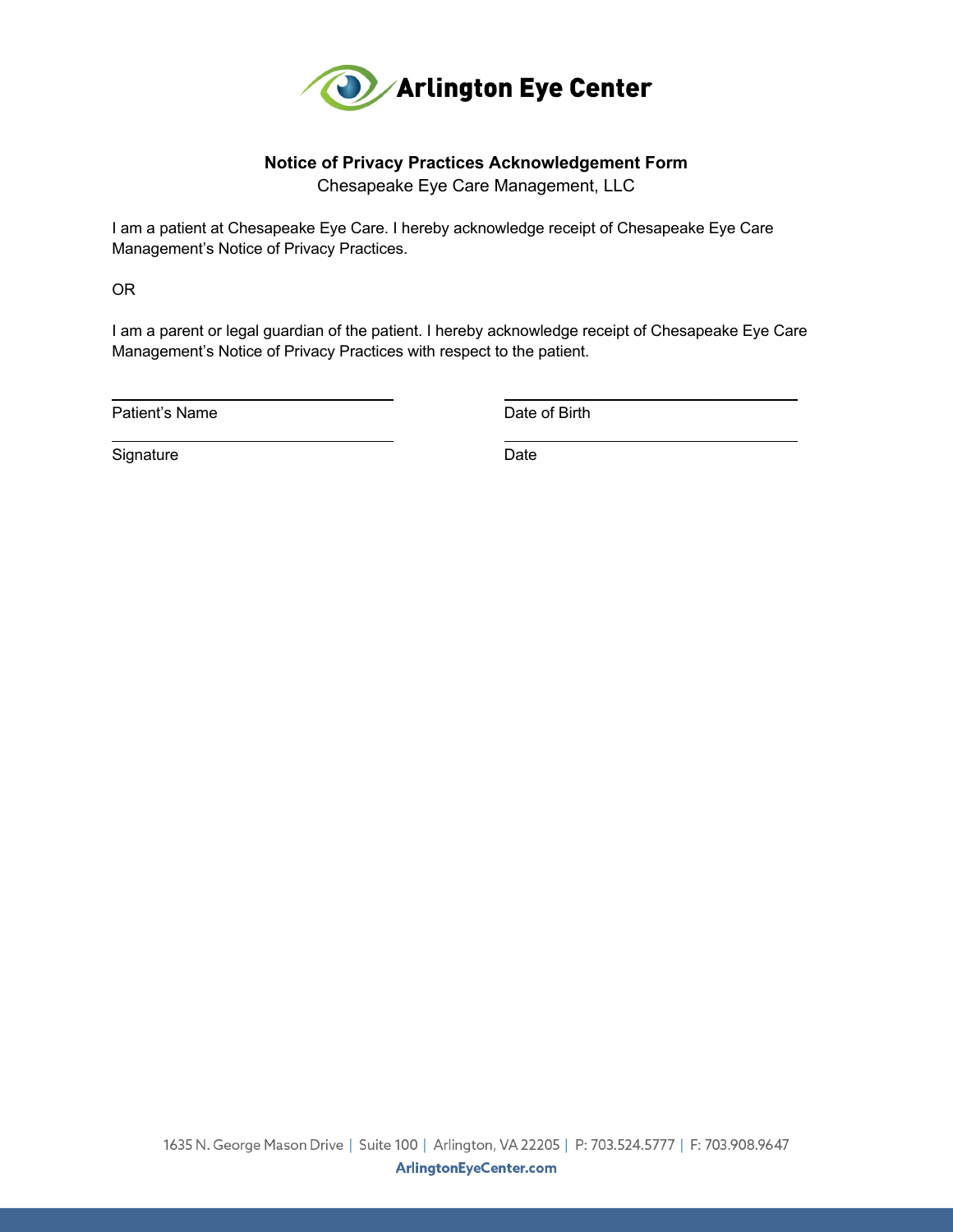Arlington Eye Center

# Notice of Privacy Practices Acknowledgement Form

Chesapeake Eye Care Management, LLC

I am a patient at Chesapeake Eye Care. I hereby acknowledge receipt of Chesapeake Eye Care Management's Notice of Privacy Practices.

OR

I am a parent or legal guardian of the patient. I hereby acknowledge receipt of Chesapeake Eye Care Management's Notice of Privacy Practices with respect to the patient.

| | |
|---|---|
| Patient's Name | Date of Birth |
| Signature | Date |

1635 N. George Mason Drive | Suite 100 | Arlington, VA 22205 | P: 703.524.5777 | F: 703.908.9647
ArlingtonEyeCenter.com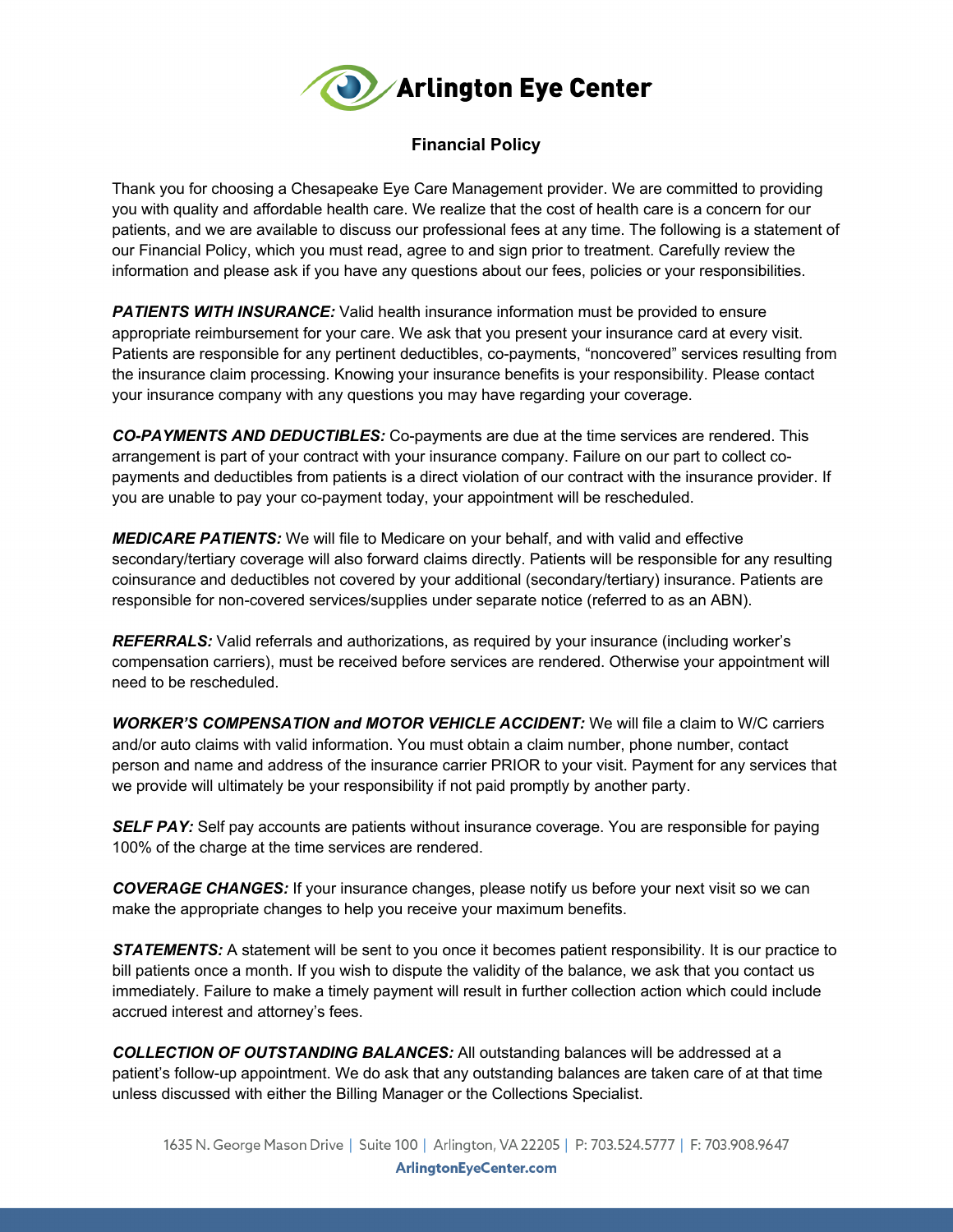# Arlington Eye Center

## Financial Policy

Thank you for choosing a Chesapeake Eye Care Management provider. We are committed to providing you with quality and affordable health care. We realize that the cost of health care is a concern for our patients, and we are available to discuss our professional fees at any time. The following is a statement of our Financial Policy, which you must read, agree to and sign prior to treatment. Carefully review the information and please ask if you have any questions about our fees, policies or your responsibilities.

***PATIENTS WITH INSURANCE:*** Valid health insurance information must be provided to ensure appropriate reimbursement for your care. We ask that you present your insurance card at every visit. Patients are responsible for any pertinent deductibles, co-payments, "noncovered" services resulting from the insurance claim processing. Knowing your insurance benefits is your responsibility. Please contact your insurance company with any questions you may have regarding your coverage.

***CO-PAYMENTS AND DEDUCTIBLES:*** Co-payments are due at the time services are rendered. This arrangement is part of your contract with your insurance company. Failure on our part to collect co-payments and deductibles from patients is a direct violation of our contract with the insurance provider. If you are unable to pay your co-payment today, your appointment will be rescheduled.

***MEDICARE PATIENTS:*** We will file to Medicare on your behalf, and with valid and effective secondary/tertiary coverage will also forward claims directly. Patients will be responsible for any resulting coinsurance and deductibles not covered by your additional (secondary/tertiary) insurance. Patients are responsible for non-covered services/supplies under separate notice (referred to as an ABN).

***REFERRALS:*** Valid referrals and authorizations, as required by your insurance (including worker's compensation carriers), must be received before services are rendered. Otherwise your appointment will need to be rescheduled.

***WORKER'S COMPENSATION and MOTOR VEHICLE ACCIDENT:*** We will file a claim to W/C carriers and/or auto claims with valid information. You must obtain a claim number, phone number, contact person and name and address of the insurance carrier PRIOR to your visit. Payment for any services that we provide will ultimately be your responsibility if not paid promptly by another party.

***SELF PAY:*** Self pay accounts are patients without insurance coverage. You are responsible for paying 100% of the charge at the time services are rendered.

***COVERAGE CHANGES:*** If your insurance changes, please notify us before your next visit so we can make the appropriate changes to help you receive your maximum benefits.

***STATEMENTS:*** A statement will be sent to you once it becomes patient responsibility. It is our practice to bill patients once a month. If you wish to dispute the validity of the balance, we ask that you contact us immediately. Failure to make a timely payment will result in further collection action which could include accrued interest and attorney's fees.

***COLLECTION OF OUTSTANDING BALANCES:*** All outstanding balances will be addressed at a patient's follow-up appointment. We do ask that any outstanding balances are taken care of at that time unless discussed with either the Billing Manager or the Collections Specialist.

1635 N. George Mason Drive | Suite 100 | Arlington, VA 22205 | P: 703.524.5777 | F: 703.908.9647
ArlingtonEyeCenter.com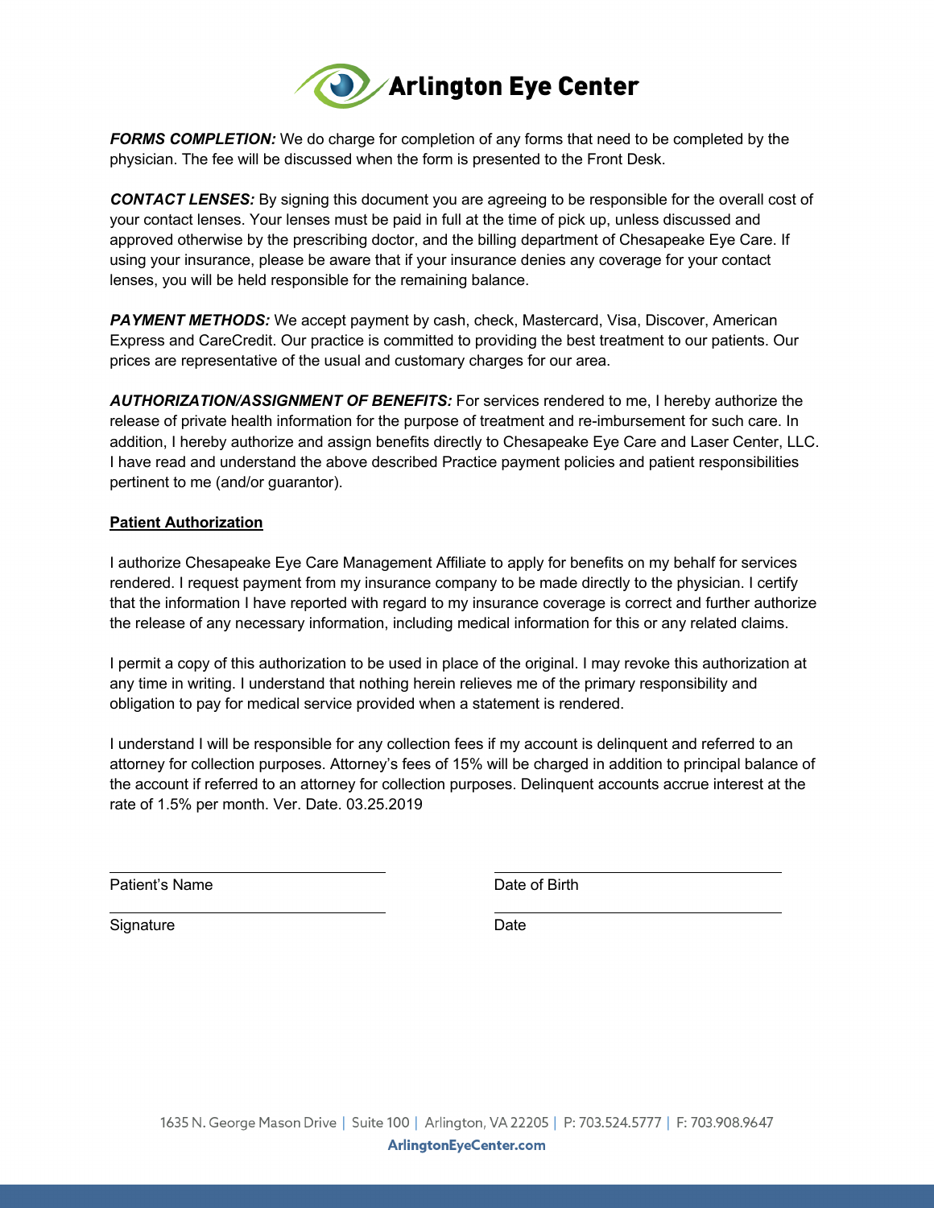**Arlington Eye Center**

***FORMS COMPLETION:*** We do charge for completion of any forms that need to be completed by the physician. The fee will be discussed when the form is presented to the Front Desk.

***CONTACT LENSES:*** By signing this document you are agreeing to be responsible for the overall cost of your contact lenses. Your lenses must be paid in full at the time of pick up, unless discussed and approved otherwise by the prescribing doctor, and the billing department of Chesapeake Eye Care. If using your insurance, please be aware that if your insurance denies any coverage for your contact lenses, you will be held responsible for the remaining balance.

***PAYMENT METHODS:*** We accept payment by cash, check, Mastercard, Visa, Discover, American Express and CareCredit. Our practice is committed to providing the best treatment to our patients. Our prices are representative of the usual and customary charges for our area.

***AUTHORIZATION/ASSIGNMENT OF BENEFITS:*** For services rendered to me, I hereby authorize the release of private health information for the purpose of treatment and re-imbursement for such care. In addition, I hereby authorize and assign benefits directly to Chesapeake Eye Care and Laser Center, LLC. I have read and understand the above described Practice payment policies and patient responsibilities pertinent to me (and/or guarantor).

**Patient Authorization**

I authorize Chesapeake Eye Care Management Affiliate to apply for benefits on my behalf for services rendered. I request payment from my insurance company to be made directly to the physician. I certify that the information I have reported with regard to my insurance coverage is correct and further authorize the release of any necessary information, including medical information for this or any related claims.

I permit a copy of this authorization to be used in place of the original. I may revoke this authorization at any time in writing. I understand that nothing herein relieves me of the primary responsibility and obligation to pay for medical service provided when a statement is rendered.

I understand I will be responsible for any collection fees if my account is delinquent and referred to an attorney for collection purposes. Attorney's fees of 15% will be charged in addition to principal balance of the account if referred to an attorney for collection purposes. Delinquent accounts accrue interest at the rate of 1.5% per month. Ver. Date. 03.25.2019

______________________________ ______________________________
Patient's Name Date of Birth

______________________________ ______________________________
Signature Date

1635 N. George Mason Drive | Suite 100 | Arlington, VA 22205 | P: 703.524.5777 | F: 703.908.9647

**ArlingtonEyeCenter.com**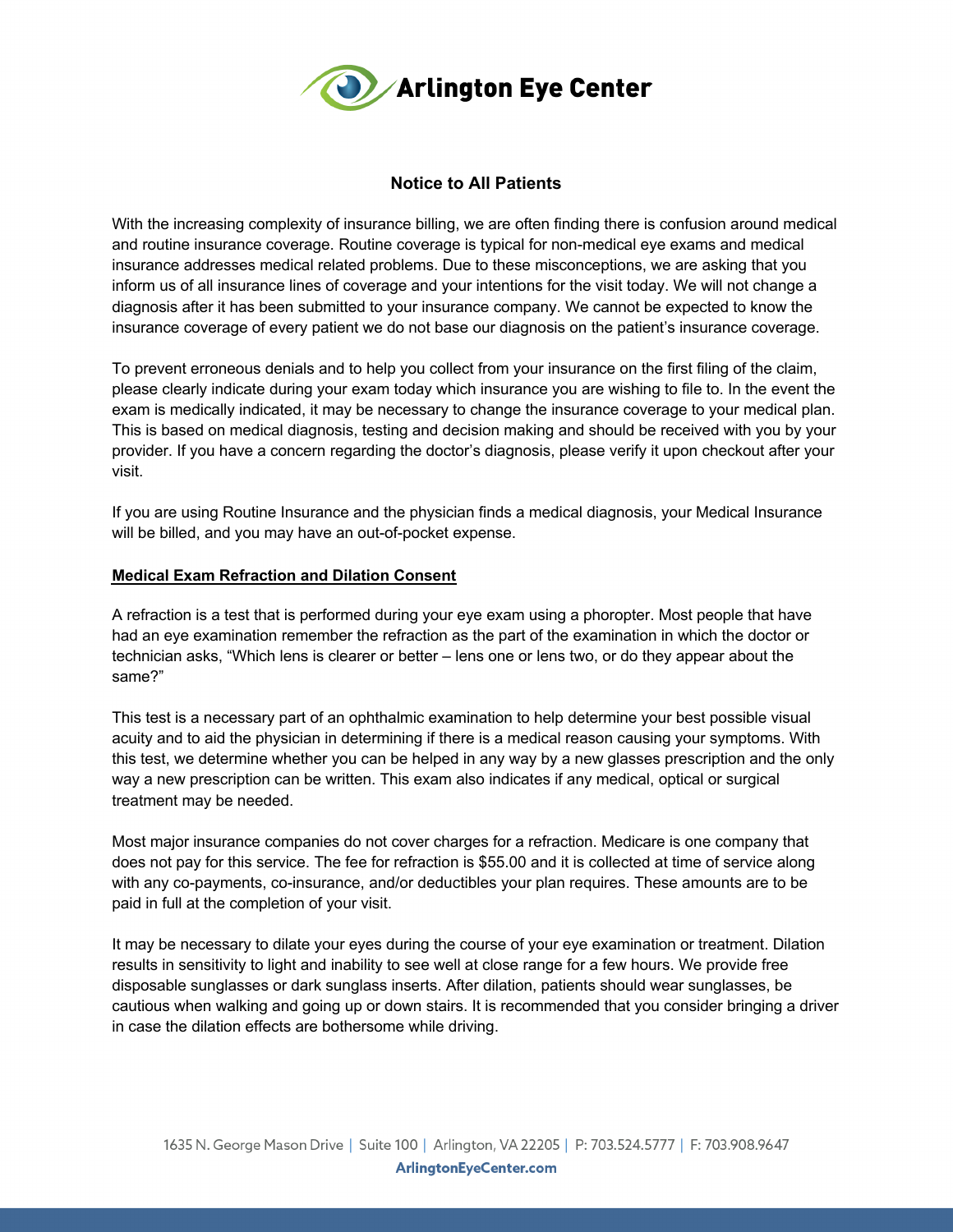Arlington Eye Center

## Notice to All Patients

With the increasing complexity of insurance billing, we are often finding there is confusion around medical and routine insurance coverage. Routine coverage is typical for non-medical eye exams and medical insurance addresses medical related problems. Due to these misconceptions, we are asking that you inform us of all insurance lines of coverage and your intentions for the visit today. We will not change a diagnosis after it has been submitted to your insurance company. We cannot be expected to know the insurance coverage of every patient we do not base our diagnosis on the patient's insurance coverage.

To prevent erroneous denials and to help you collect from your insurance on the first filing of the claim, please clearly indicate during your exam today which insurance you are wishing to file to. In the event the exam is medically indicated, it may be necessary to change the insurance coverage to your medical plan. This is based on medical diagnosis, testing and decision making and should be received with you by your provider. If you have a concern regarding the doctor's diagnosis, please verify it upon checkout after your visit.

If you are using Routine Insurance and the physician finds a medical diagnosis, your Medical Insurance will be billed, and you may have an out-of-pocket expense.

**Medical Exam Refraction and Dilation Consent**

A refraction is a test that is performed during your eye exam using a phoropter. Most people that have had an eye examination remember the refraction as the part of the examination in which the doctor or technician asks, "Which lens is clearer or better – lens one or lens two, or do they appear about the same?"

This test is a necessary part of an ophthalmic examination to help determine your best possible visual acuity and to aid the physician in determining if there is a medical reason causing your symptoms. With this test, we determine whether you can be helped in any way by a new glasses prescription and the only way a new prescription can be written. This exam also indicates if any medical, optical or surgical treatment may be needed.

Most major insurance companies do not cover charges for a refraction. Medicare is one company that does not pay for this service. The fee for refraction is $55.00 and it is collected at time of service along with any co-payments, co-insurance, and/or deductibles your plan requires. These amounts are to be paid in full at the completion of your visit.

It may be necessary to dilate your eyes during the course of your eye examination or treatment. Dilation results in sensitivity to light and inability to see well at close range for a few hours. We provide free disposable sunglasses or dark sunglass inserts. After dilation, patients should wear sunglasses, be cautious when walking and going up or down stairs. It is recommended that you consider bringing a driver in case the dilation effects are bothersome while driving.

1635 N. George Mason Drive | Suite 100 | Arlington, VA 22205 | P: 703.524.5777 | F: 703.908.9647
ArlingtonEyeCenter.com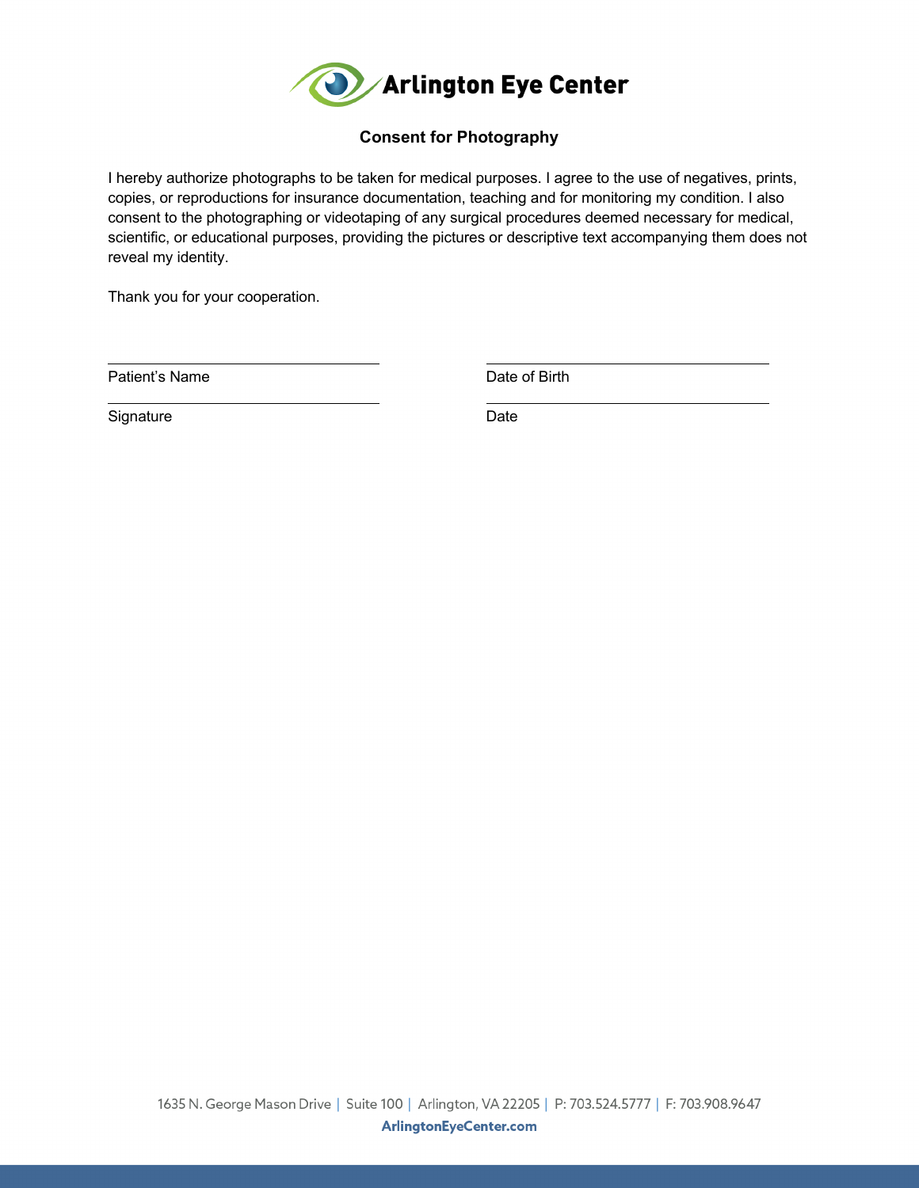Arlington Eye Center

## Consent for Photography

I hereby authorize photographs to be taken for medical purposes. I agree to the use of negatives, prints, copies, or reproductions for insurance documentation, teaching and for monitoring my condition. I also consent to the photographing or videotaping of any surgical procedures deemed necessary for medical, scientific, or educational purposes, providing the pictures or descriptive text accompanying them does not reveal my identity.

Thank you for your cooperation.

\_\_\_\_\_\_\_\_\_\_\_\_\_\_\_\_\_\_\_\_\_\_\_\_\_\_\_\_\_\_ \_\_\_\_\_\_\_\_\_\_\_\_\_\_\_\_\_\_\_\_\_\_\_\_\_\_\_\_\_\_

Patient's Name Date of Birth

\_\_\_\_\_\_\_\_\_\_\_\_\_\_\_\_\_\_\_\_\_\_\_\_\_\_\_\_\_\_ \_\_\_\_\_\_\_\_\_\_\_\_\_\_\_\_\_\_\_\_\_\_\_\_\_\_\_\_\_\_

Signature Date

1635 N. George Mason Drive | Suite 100 | Arlington, VA 22205 | P: 703.524.5777 | F: 703.908.9647

ArlingtonEyeCenter.com